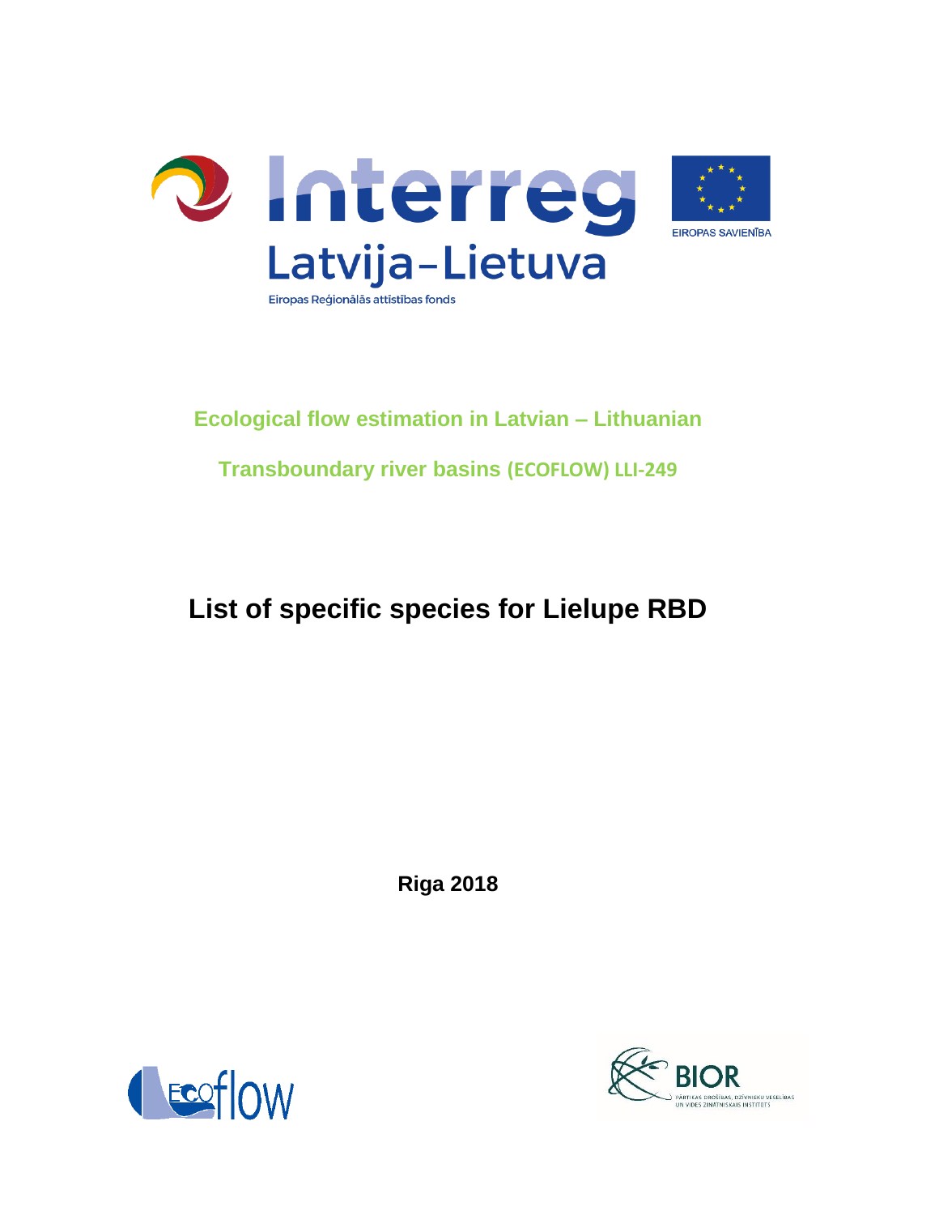Interreg

Latvija–Lietuva

Eiropas Reģionālās attīstības fonds

EIROPAS SAVIENĪBA

**Ecological flow estimation in Latvian – Lithuanian**

**Transboundary river basins (ECOFLOW) LLI-249**

# List of specific species for Lielupe RBD

**Riga 2018**

Ecoflow

BIOR

PĀRTIKAS DROŠĪBAS, DZĪVNIEKU VESELĪBAS UN VIDES ZINĀTNISKAIS INSTITŪTS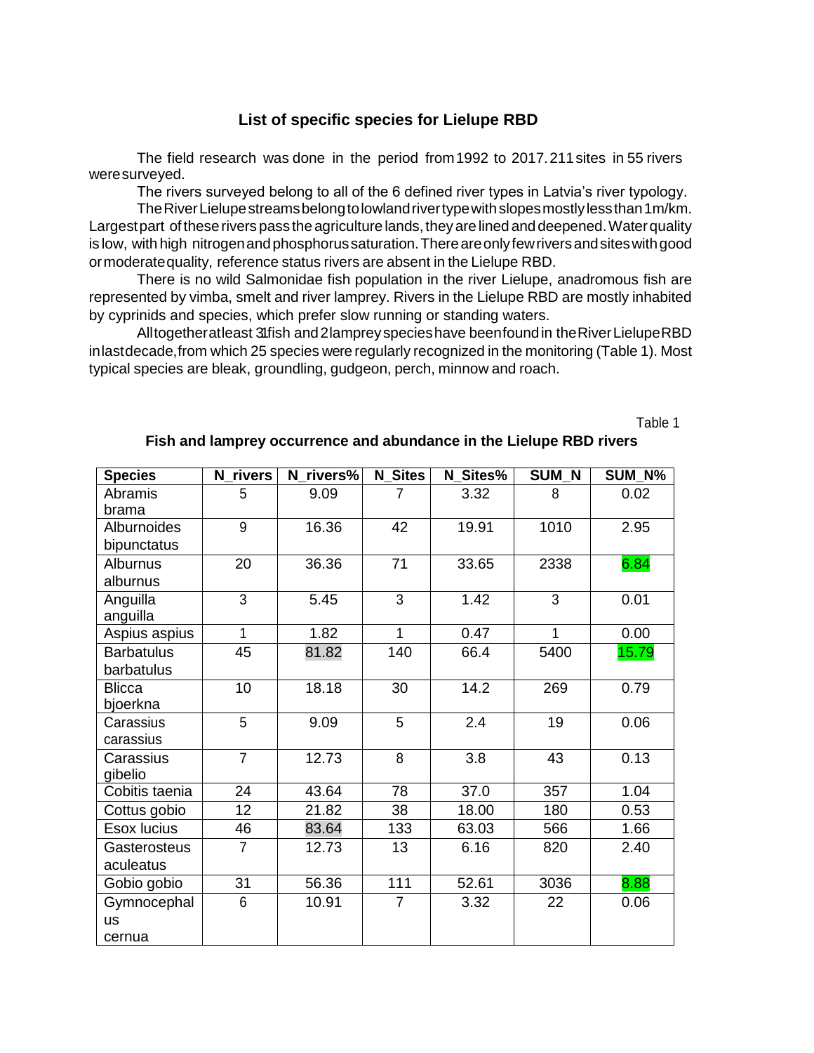## List of specific species for Lielupe RBD

The field research was done in the period from 1992 to 2017. 211 sites in 55 rivers were surveyed.

The rivers surveyed belong to all of the 6 defined river types in Latvia's river typology.

The River Lielupe streams belong to lowland river type with slopes mostly less than 1m/km. Largest part of these rivers pass the agriculture lands, they are lined and deepened. Water quality is low, with high nitrogen and phosphorus saturation. There are only few rivers and sites with good or moderate quality, reference status rivers are absent in the Lielupe RBD.

There is no wild Salmonidae fish population in the river Lielupe, anadromous fish are represented by vimba, smelt and river lamprey. Rivers in the Lielupe RBD are mostly inhabited by cyprinids and species, which prefer slow running or standing waters.

Alltogether at least 31 fish and 2 lamprey species have been found in the River Lielupe RBD in last decade, from which 25 species were regularly recognized in the monitoring (Table 1). Most typical species are bleak, groundling, gudgeon, perch, minnow and roach.

Table 1

**Fish and lamprey occurrence and abundance in the Lielupe RBD rivers**

| Species | N_rivers | N_rivers% | N_Sites | N_Sites% | SUM_N | SUM_N% |
|---|---|---|---|---|---|---|
| Abramis brama | 5 | 9.09 | 7 | 3.32 | 8 | 0.02 |
| Alburnoides bipunctatus | 9 | 16.36 | 42 | 19.91 | 1010 | 2.95 |
| Alburnus alburnus | 20 | 36.36 | 71 | 33.65 | 2338 | 6.84 |
| Anguilla anguilla | 3 | 5.45 | 3 | 1.42 | 3 | 0.01 |
| Aspius aspius | 1 | 1.82 | 1 | 0.47 | 1 | 0.00 |
| Barbatulus barbatulus | 45 | 81.82 | 140 | 66.4 | 5400 | 15.79 |
| Blicca bjoerkna | 10 | 18.18 | 30 | 14.2 | 269 | 0.79 |
| Carassius carassius | 5 | 9.09 | 5 | 2.4 | 19 | 0.06 |
| Carassius gibelio | 7 | 12.73 | 8 | 3.8 | 43 | 0.13 |
| Cobitis taenia | 24 | 43.64 | 78 | 37.0 | 357 | 1.04 |
| Cottus gobio | 12 | 21.82 | 38 | 18.00 | 180 | 0.53 |
| Esox lucius | 46 | 83.64 | 133 | 63.03 | 566 | 1.66 |
| Gasterosteus aculeatus | 7 | 12.73 | 13 | 6.16 | 820 | 2.40 |
| Gobio gobio | 31 | 56.36 | 111 | 52.61 | 3036 | 8.88 |
| Gymnocephalus cernua | 6 | 10.91 | 7 | 3.32 | 22 | 0.06 |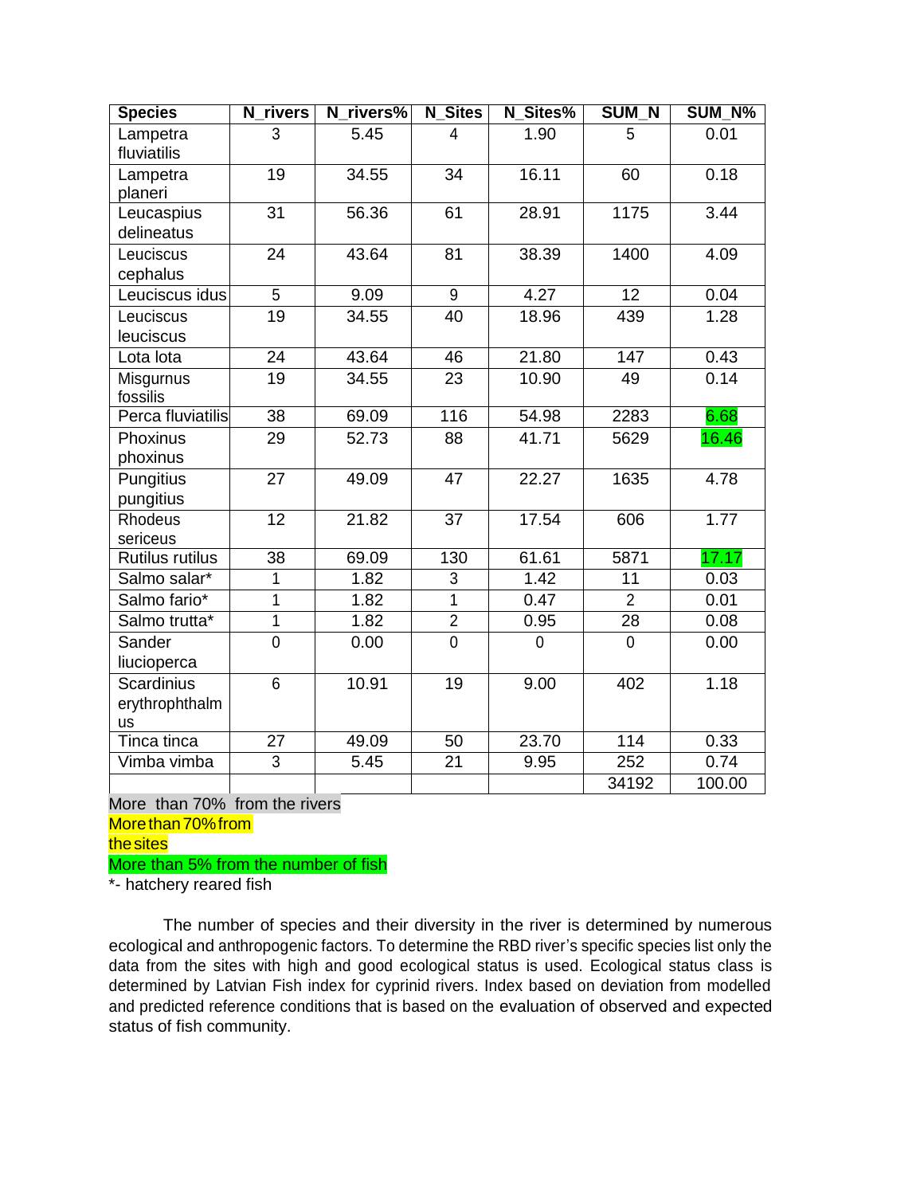| Species | N_rivers | N_rivers% | N_Sites | N_Sites% | SUM_N | SUM_N% |
|---|---|---|---|---|---|---|
| Lampetra fluviatilis | 3 | 5.45 | 4 | 1.90 | 5 | 0.01 |
| Lampetra planeri | 19 | 34.55 | 34 | 16.11 | 60 | 0.18 |
| Leucaspius delineatus | 31 | 56.36 | 61 | 28.91 | 1175 | 3.44 |
| Leuciscus cephalus | 24 | 43.64 | 81 | 38.39 | 1400 | 4.09 |
| Leuciscus idus | 5 | 9.09 | 9 | 4.27 | 12 | 0.04 |
| Leuciscus leuciscus | 19 | 34.55 | 40 | 18.96 | 439 | 1.28 |
| Lota lota | 24 | 43.64 | 46 | 21.80 | 147 | 0.43 |
| Misgurnus fossilis | 19 | 34.55 | 23 | 10.90 | 49 | 0.14 |
| Perca fluviatilis | 38 | 69.09 | 116 | 54.98 | 2283 | 6.68 |
| Phoxinus phoxinus | 29 | 52.73 | 88 | 41.71 | 5629 | 16.46 |
| Pungitius pungitius | 27 | 49.09 | 47 | 22.27 | 1635 | 4.78 |
| Rhodeus sericeus | 12 | 21.82 | 37 | 17.54 | 606 | 1.77 |
| Rutilus rutilus | 38 | 69.09 | 130 | 61.61 | 5871 | 17.17 |
| Salmo salar* | 1 | 1.82 | 3 | 1.42 | 11 | 0.03 |
| Salmo fario* | 1 | 1.82 | 1 | 0.47 | 2 | 0.01 |
| Salmo trutta* | 1 | 1.82 | 2 | 0.95 | 28 | 0.08 |
| Sander liucioperca | 0 | 0.00 | 0 | 0 | 0 | 0.00 |
| Scardinius erythrophthalmus | 6 | 10.91 | 19 | 9.00 | 402 | 1.18 |
| Tinca tinca | 27 | 49.09 | 50 | 23.70 | 114 | 0.33 |
| Vimba vimba | 3 | 5.45 | 21 | 9.95 | 252 | 0.74 |
| | | | | | 34192 | 100.00 |

More than 70% from the rivers

More than 70% from the sites

More than 5% from the number of fish

*- hatchery reared fish

The number of species and their diversity in the river is determined by numerous ecological and anthropogenic factors. To determine the RBD river's specific species list only the data from the sites with high and good ecological status is used. Ecological status class is determined by Latvian Fish index for cyprinid rivers. Index based on deviation from modelled and predicted reference conditions that is based on the evaluation of observed and expected status of fish community.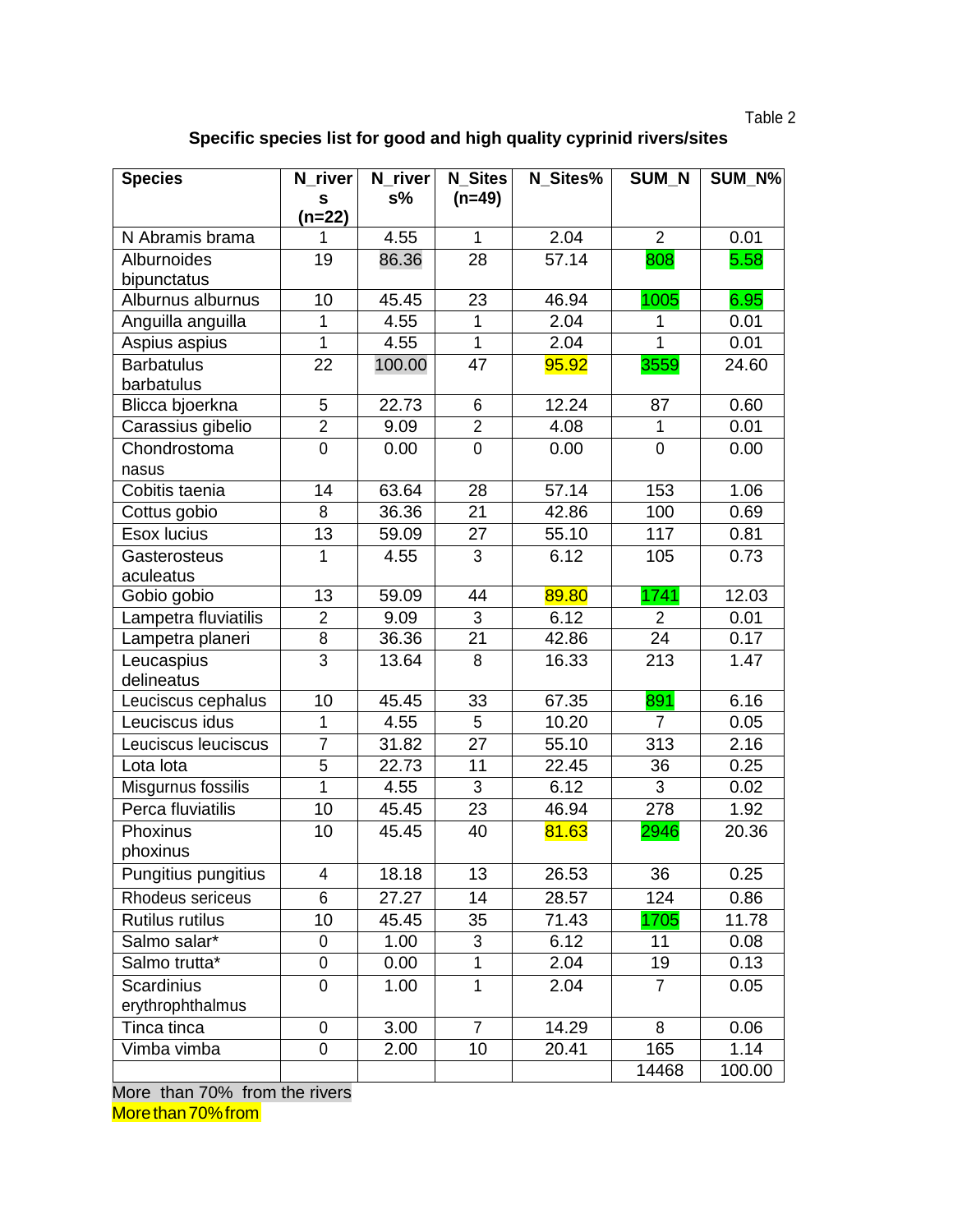Table 2

**Specific species list for good and high quality cyprinid rivers/sites**

| Species | N_rivers (n=22) | N_rivers% | N_Sites (n=49) | N_Sites% | SUM_N | SUM_N% |
|---|---|---|---|---|---|---|
| N Abramis brama | 1 | 4.55 | 1 | 2.04 | 2 | 0.01 |
| Alburnoides bipunctatus | 19 | 86.36 | 28 | 57.14 | 808 | 5.58 |
| Alburnus alburnus | 10 | 45.45 | 23 | 46.94 | 1005 | 6.95 |
| Anguilla anguilla | 1 | 4.55 | 1 | 2.04 | 1 | 0.01 |
| Aspius aspius | 1 | 4.55 | 1 | 2.04 | 1 | 0.01 |
| Barbatulus barbatulus | 22 | 100.00 | 47 | 95.92 | 3559 | 24.60 |
| Blicca bjoerkna | 5 | 22.73 | 6 | 12.24 | 87 | 0.60 |
| Carassius gibelio | 2 | 9.09 | 2 | 4.08 | 1 | 0.01 |
| Chondrostoma nasus | 0 | 0.00 | 0 | 0.00 | 0 | 0.00 |
| Cobitis taenia | 14 | 63.64 | 28 | 57.14 | 153 | 1.06 |
| Cottus gobio | 8 | 36.36 | 21 | 42.86 | 100 | 0.69 |
| Esox lucius | 13 | 59.09 | 27 | 55.10 | 117 | 0.81 |
| Gasterosteus aculeatus | 1 | 4.55 | 3 | 6.12 | 105 | 0.73 |
| Gobio gobio | 13 | 59.09 | 44 | 89.80 | 1741 | 12.03 |
| Lampetra fluviatilis | 2 | 9.09 | 3 | 6.12 | 2 | 0.01 |
| Lampetra planeri | 8 | 36.36 | 21 | 42.86 | 24 | 0.17 |
| Leucaspius delineatus | 3 | 13.64 | 8 | 16.33 | 213 | 1.47 |
| Leuciscus cephalus | 10 | 45.45 | 33 | 67.35 | 891 | 6.16 |
| Leuciscus idus | 1 | 4.55 | 5 | 10.20 | 7 | 0.05 |
| Leuciscus leuciscus | 7 | 31.82 | 27 | 55.10 | 313 | 2.16 |
| Lota lota | 5 | 22.73 | 11 | 22.45 | 36 | 0.25 |
| Misgurnus fossilis | 1 | 4.55 | 3 | 6.12 | 3 | 0.02 |
| Perca fluviatilis | 10 | 45.45 | 23 | 46.94 | 278 | 1.92 |
| Phoxinus phoxinus | 10 | 45.45 | 40 | 81.63 | 2946 | 20.36 |
| Pungitius pungitius | 4 | 18.18 | 13 | 26.53 | 36 | 0.25 |
| Rhodeus sericeus | 6 | 27.27 | 14 | 28.57 | 124 | 0.86 |
| Rutilus rutilus | 10 | 45.45 | 35 | 71.43 | 1705 | 11.78 |
| Salmo salar* | 0 | 1.00 | 3 | 6.12 | 11 | 0.08 |
| Salmo trutta* | 0 | 0.00 | 1 | 2.04 | 19 | 0.13 |
| Scardinius erythrophthalmus | 0 | 1.00 | 1 | 2.04 | 7 | 0.05 |
| Tinca tinca | 0 | 3.00 | 7 | 14.29 | 8 | 0.06 |
| Vimba vimba | 0 | 2.00 | 10 | 20.41 | 165 | 1.14 |
| | | | | | 14468 | 100.00 |

More than 70% from the rivers

More than 70% from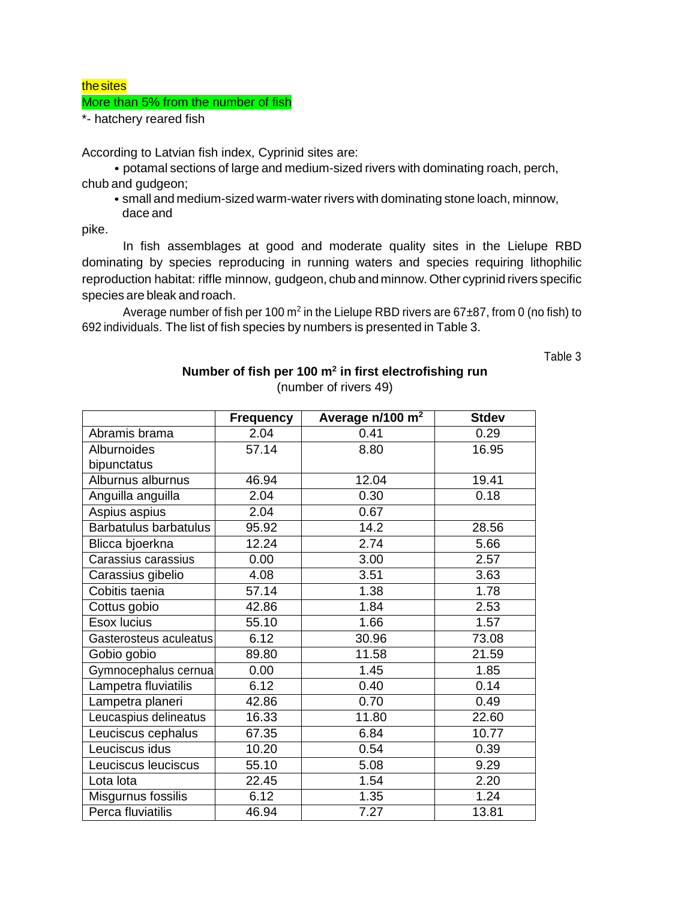the sites

More than 5% from the number of fish

*- hatchery reared fish

According to Latvian fish index, Cyprinid sites are:

- potamal sections of large and medium-sized rivers with dominating roach, perch, chub and gudgeon;
- small and medium-sized warm-water rivers with dominating stone loach, minnow, dace and pike.

In fish assemblages at good and moderate quality sites in the Lielupe RBD dominating by species reproducing in running waters and species requiring lithophilic reproduction habitat: riffle minnow, gudgeon, chub and minnow. Other cyprinid rivers specific species are bleak and roach.

Average number of fish per 100 m$^2$ in the Lielupe RBD rivers are 67±87, from 0 (no fish) to 692 individuals. The list of fish species by numbers is presented in Table 3.

Table 3

**Number of fish per 100 m$^2$ in first electrofishing run**
(number of rivers 49)

| | Frequency | Average n/100 m$^2$ | Stdev |
|---|---|---|---|
| Abramis brama | 2.04 | 0.41 | 0.29 |
| Alburnoides bipunctatus | 57.14 | 8.80 | 16.95 |
| Alburnus alburnus | 46.94 | 12.04 | 19.41 |
| Anguilla anguilla | 2.04 | 0.30 | 0.18 |
| Aspius aspius | 2.04 | 0.67 | |
| Barbatulus barbatulus | 95.92 | 14.2 | 28.56 |
| Blicca bjoerkna | 12.24 | 2.74 | 5.66 |
| Carassius carassius | 0.00 | 3.00 | 2.57 |
| Carassius gibelio | 4.08 | 3.51 | 3.63 |
| Cobitis taenia | 57.14 | 1.38 | 1.78 |
| Cottus gobio | 42.86 | 1.84 | 2.53 |
| Esox lucius | 55.10 | 1.66 | 1.57 |
| Gasterosteus aculeatus | 6.12 | 30.96 | 73.08 |
| Gobio gobio | 89.80 | 11.58 | 21.59 |
| Gymnocephalus cernua | 0.00 | 1.45 | 1.85 |
| Lampetra fluviatilis | 6.12 | 0.40 | 0.14 |
| Lampetra planeri | 42.86 | 0.70 | 0.49 |
| Leucaspius delineatus | 16.33 | 11.80 | 22.60 |
| Leuciscus cephalus | 67.35 | 6.84 | 10.77 |
| Leuciscus idus | 10.20 | 0.54 | 0.39 |
| Leuciscus leuciscus | 55.10 | 5.08 | 9.29 |
| Lota lota | 22.45 | 1.54 | 2.20 |
| Misgurnus fossilis | 6.12 | 1.35 | 1.24 |
| Perca fluviatilis | 46.94 | 7.27 | 13.81 |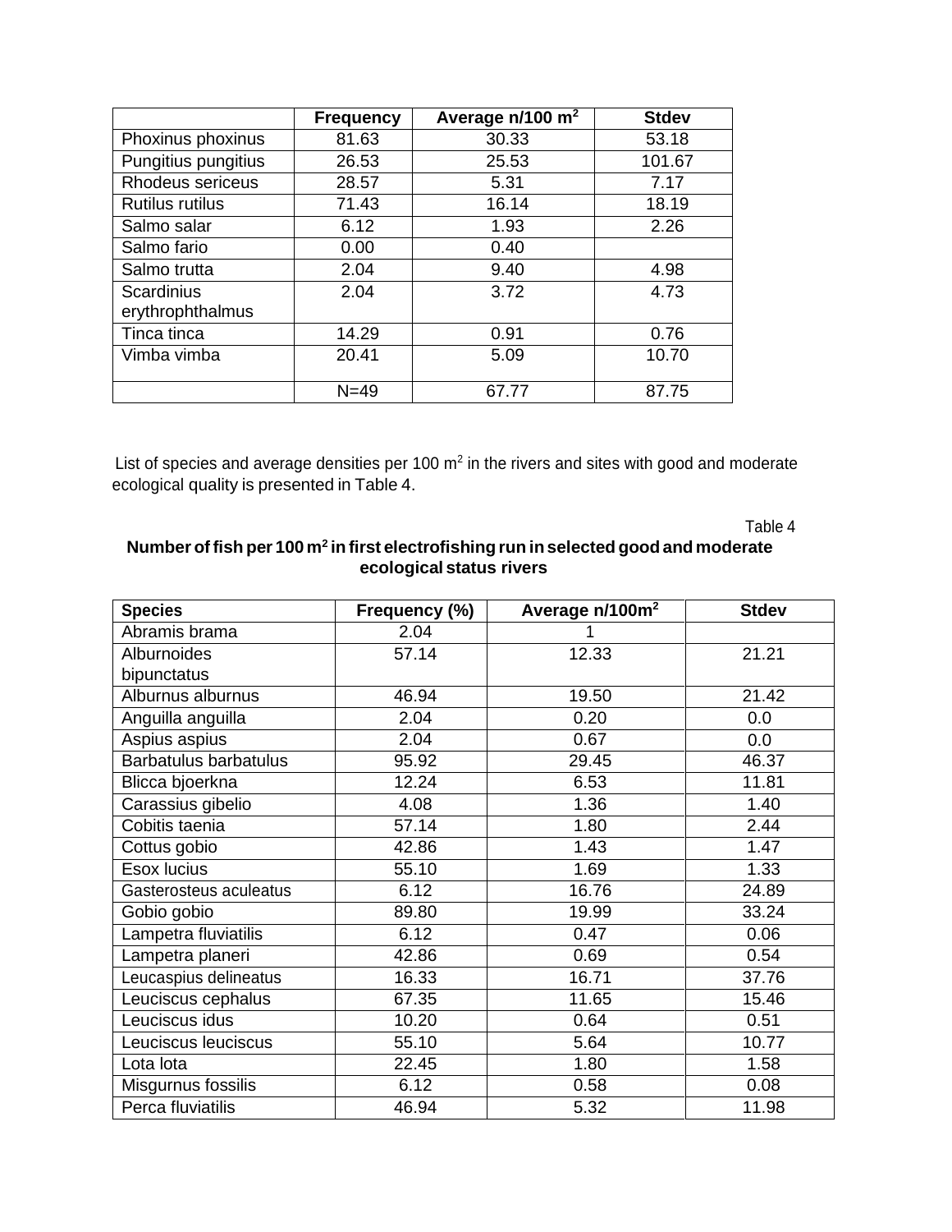|  | Frequency | Average n/100 $m^2$ | Stdev |
|---|---|---|---|
| Phoxinus phoxinus | 81.63 | 30.33 | 53.18 |
| Pungitius pungitius | 26.53 | 25.53 | 101.67 |
| Rhodeus sericeus | 28.57 | 5.31 | 7.17 |
| Rutilus rutilus | 71.43 | 16.14 | 18.19 |
| Salmo salar | 6.12 | 1.93 | 2.26 |
| Salmo fario | 0.00 | 0.40 |  |
| Salmo trutta | 2.04 | 9.40 | 4.98 |
| Scardinius erythrophthalmus | 2.04 | 3.72 | 4.73 |
| Tinca tinca | 14.29 | 0.91 | 0.76 |
| Vimba vimba | 20.41 | 5.09 | 10.70 |
|  | N=49 | 67.77 | 87.75 |

List of species and average densities per 100 $m^2$ in the rivers and sites with good and moderate ecological quality is presented in Table 4.

Table 4

**Number of fish per 100 $m^2$ in first electrofishing run in selected good and moderate ecological status rivers**

| Species | Frequency (%) | Average n/100$m^2$ | Stdev |
|---|---|---|---|
| Abramis brama | 2.04 | 1 |  |
| Alburnoides bipunctatus | 57.14 | 12.33 | 21.21 |
| Alburnus alburnus | 46.94 | 19.50 | 21.42 |
| Anguilla anguilla | 2.04 | 0.20 | 0.0 |
| Aspius aspius | 2.04 | 0.67 | 0.0 |
| Barbatulus barbatulus | 95.92 | 29.45 | 46.37 |
| Blicca bjoerkna | 12.24 | 6.53 | 11.81 |
| Carassius gibelio | 4.08 | 1.36 | 1.40 |
| Cobitis taenia | 57.14 | 1.80 | 2.44 |
| Cottus gobio | 42.86 | 1.43 | 1.47 |
| Esox lucius | 55.10 | 1.69 | 1.33 |
| Gasterosteus aculeatus | 6.12 | 16.76 | 24.89 |
| Gobio gobio | 89.80 | 19.99 | 33.24 |
| Lampetra fluviatilis | 6.12 | 0.47 | 0.06 |
| Lampetra planeri | 42.86 | 0.69 | 0.54 |
| Leucaspius delineatus | 16.33 | 16.71 | 37.76 |
| Leuciscus cephalus | 67.35 | 11.65 | 15.46 |
| Leuciscus idus | 10.20 | 0.64 | 0.51 |
| Leuciscus leuciscus | 55.10 | 5.64 | 10.77 |
| Lota lota | 22.45 | 1.80 | 1.58 |
| Misgurnus fossilis | 6.12 | 0.58 | 0.08 |
| Perca fluviatilis | 46.94 | 5.32 | 11.98 |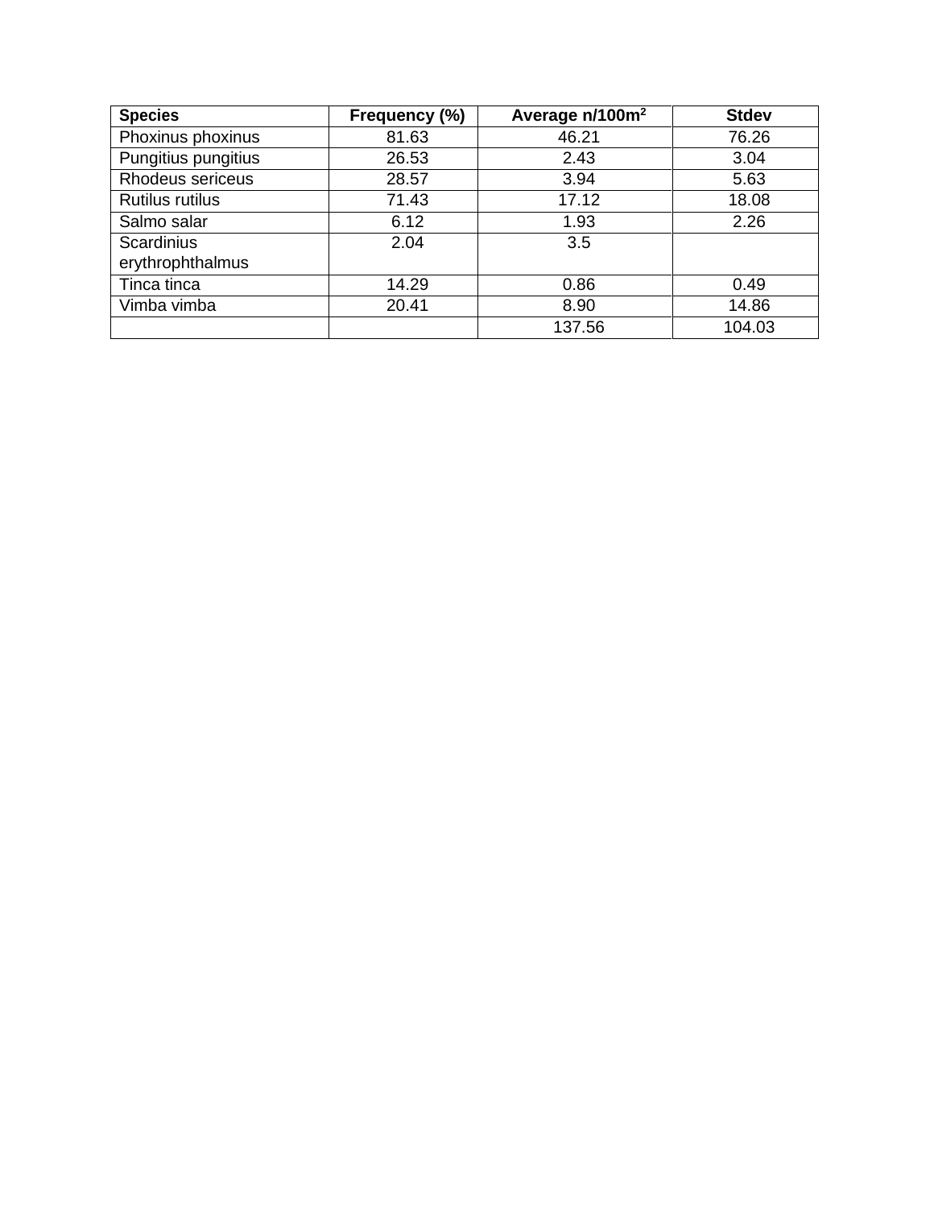| Species | Frequency (%) | Average n/100m$^2$ | Stdev |
|---|---|---|---|
| Phoxinus phoxinus | 81.63 | 46.21 | 76.26 |
| Pungitius pungitius | 26.53 | 2.43 | 3.04 |
| Rhodeus sericeus | 28.57 | 3.94 | 5.63 |
| Rutilus rutilus | 71.43 | 17.12 | 18.08 |
| Salmo salar | 6.12 | 1.93 | 2.26 |
| Scardinius erythrophthalmus | 2.04 | 3.5 | |
| Tinca tinca | 14.29 | 0.86 | 0.49 |
| Vimba vimba | 20.41 | 8.90 | 14.86 |
| | | 137.56 | 104.03 |